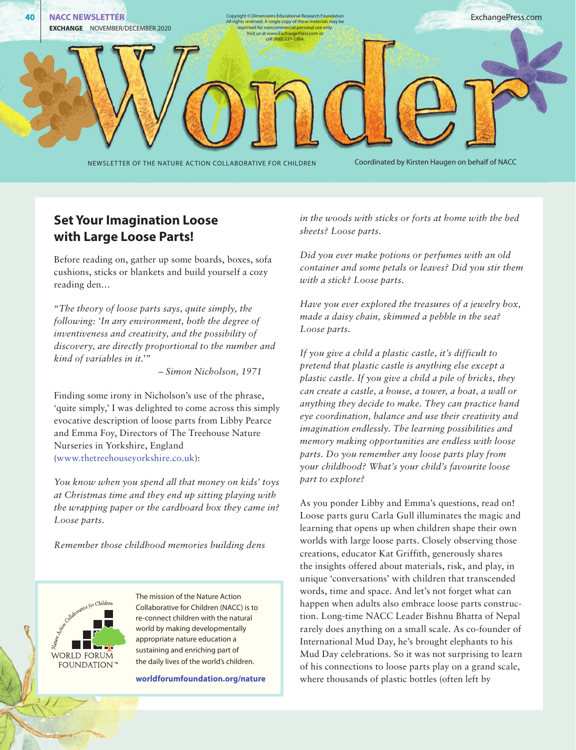# Wonder

NEWSLETTER OF THE NATURE ACTION COLLABORATIVE FOR CHILDREN

Coordinated by Kirsten Haugen on behalf of NACC

Copyright © Dimensions Educational Research Foundation All rights reserved. A single copy of these materials may be reprinted for noncommercial personal use only. Visit us at www.ExchangePress.com or call (800) 221-2864.

## Set Your Imagination Loose with Large Loose Parts!

Before reading on, gather up some boards, boxes, sofa cushions, sticks or blankets and build yourself a cozy reading den…

*"The theory of loose parts says, quite simply, the following: 'In any environment, both the degree of inventiveness and creativity, and the possibility of discovery, are directly proportional to the number and kind of variables in it.'"*

*– Simon Nicholson, 1971*

Finding some irony in Nicholson's use of the phrase, 'quite simply,' I was delighted to come across this simply evocative description of loose parts from Libby Pearce and Emma Foy, Directors of The Treehouse Nature Nurseries in Yorkshire, England (www.thetreehouseyorkshire.co.uk):

*You know when you spend all that money on kids' toys at Christmas time and they end up sitting playing with the wrapping paper or the cardboard box they came in? Loose parts.*

*Remember those childhood memories building dens in the woods with sticks or forts at home with the bed sheets? Loose parts.*

*Did you ever make potions or perfumes with an old container and some petals or leaves? Did you stir them with a stick? Loose parts.*

*Have you ever explored the treasures of a jewelry box, made a daisy chain, skimmed a pebble in the sea? Loose parts.*

*If you give a child a plastic castle, it's difficult to pretend that plastic castle is anything else except a plastic castle. If you give a child a pile of bricks, they can create a castle, a house, a tower, a boat, a wall or anything they decide to make. They can practice hand eye coordination, balance and use their creativity and imagination endlessly. The learning possibilities and memory making opportunities are endless with loose parts. Do you remember any loose parts play from your childhood? What's your child's favourite loose part to explore?*

As you ponder Libby and Emma's questions, read on! Loose parts guru Carla Gull illuminates the magic and learning that opens up when children shape their own worlds with large loose parts. Closely observing those creations, educator Kat Griffith, generously shares the insights offered about materials, risk, and play, in unique 'conversations' with children that transcended words, time and space. And let's not forget what can happen when adults also embrace loose parts construction. Long-time NACC Leader Bishnu Bhatta of Nepal rarely does anything on a small scale. As co-founder of International Mud Day, he's brought elephants to his Mud Day celebrations. So it was not surprising to learn of his connections to loose parts play on a grand scale, where thousands of plastic bottles (often left by

---

Nature Action Collaborative for Children
WORLD FORUM FOUNDATION™

The mission of the Nature Action Collaborative for Children (NACC) is to re-connect children with the natural world by making developmentally appropriate nature education a sustaining and enriching part of the daily lives of the world's children.

**worldforumfoundation.org/nature**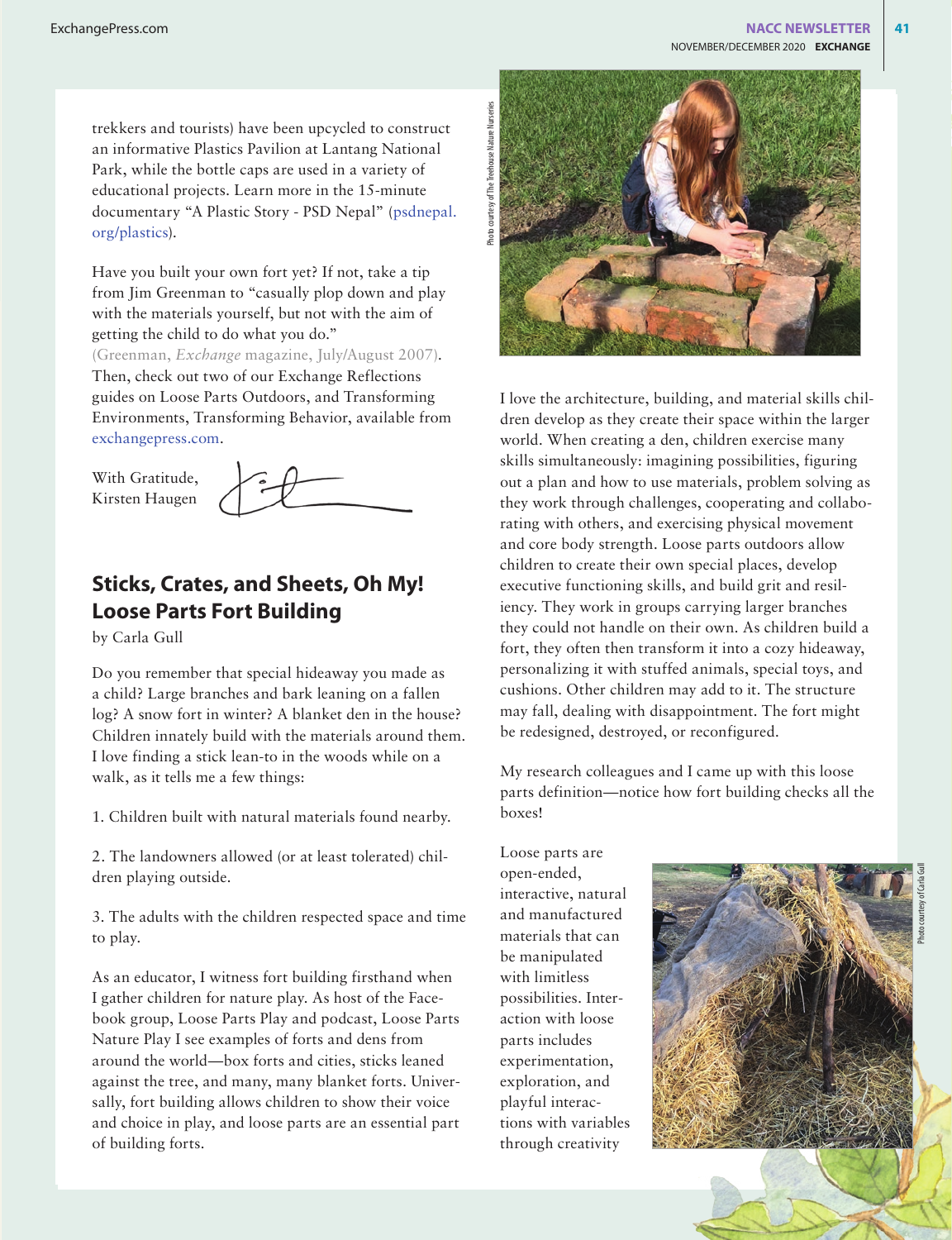trekkers and tourists) have been upcycled to construct an informative Plastics Pavilion at Lantang National Park, while the bottle caps are used in a variety of educational projects. Learn more in the 15-minute documentary "A Plastic Story - PSD Nepal" (psdnepal.org/plastics).

Have you built your own fort yet? If not, take a tip from Jim Greenman to "casually plop down and play with the materials yourself, but not with the aim of getting the child to do what you do." (Greenman, *Exchange* magazine, July/August 2007). Then, check out two of our Exchange Reflections guides on Loose Parts Outdoors, and Transforming Environments, Transforming Behavior, available from exchangepress.com.

With Gratitude,
Kirsten Haugen

## Sticks, Crates, and Sheets, Oh My! Loose Parts Fort Building

by Carla Gull

Do you remember that special hideaway you made as a child? Large branches and bark leaning on a fallen log? A snow fort in winter? A blanket den in the house? Children innately build with the materials around them. I love finding a stick lean-to in the woods while on a walk, as it tells me a few things:

1. Children built with natural materials found nearby.

2. The landowners allowed (or at least tolerated) children playing outside.

3. The adults with the children respected space and time to play.

As an educator, I witness fort building firsthand when I gather children for nature play. As host of the Facebook group, Loose Parts Play and podcast, Loose Parts Nature Play I see examples of forts and dens from around the world—box forts and cities, sticks leaned against the tree, and many, many blanket forts. Universally, fort building allows children to show their voice and choice in play, and loose parts are an essential part of building forts.

Photo courtesy of The Treehouse Nature Nurseries

I love the architecture, building, and material skills children develop as they create their space within the larger world. When creating a den, children exercise many skills simultaneously: imagining possibilities, figuring out a plan and how to use materials, problem solving as they work through challenges, cooperating and collaborating with others, and exercising physical movement and core body strength. Loose parts outdoors allow children to create their own special places, develop executive functioning skills, and build grit and resiliency. They work in groups carrying larger branches they could not handle on their own. As children build a fort, they often then transform it into a cozy hideaway, personalizing it with stuffed animals, special toys, and cushions. Other children may add to it. The structure may fall, dealing with disappointment. The fort might be redesigned, destroyed, or reconfigured.

My research colleagues and I came up with this loose parts definition—notice how fort building checks all the boxes!

Loose parts are open-ended, interactive, natural and manufactured materials that can be manipulated with limitless possibilities. Interaction with loose parts includes experimentation, exploration, and playful interactions with variables through creativity

Photo courtesy of Carla Gull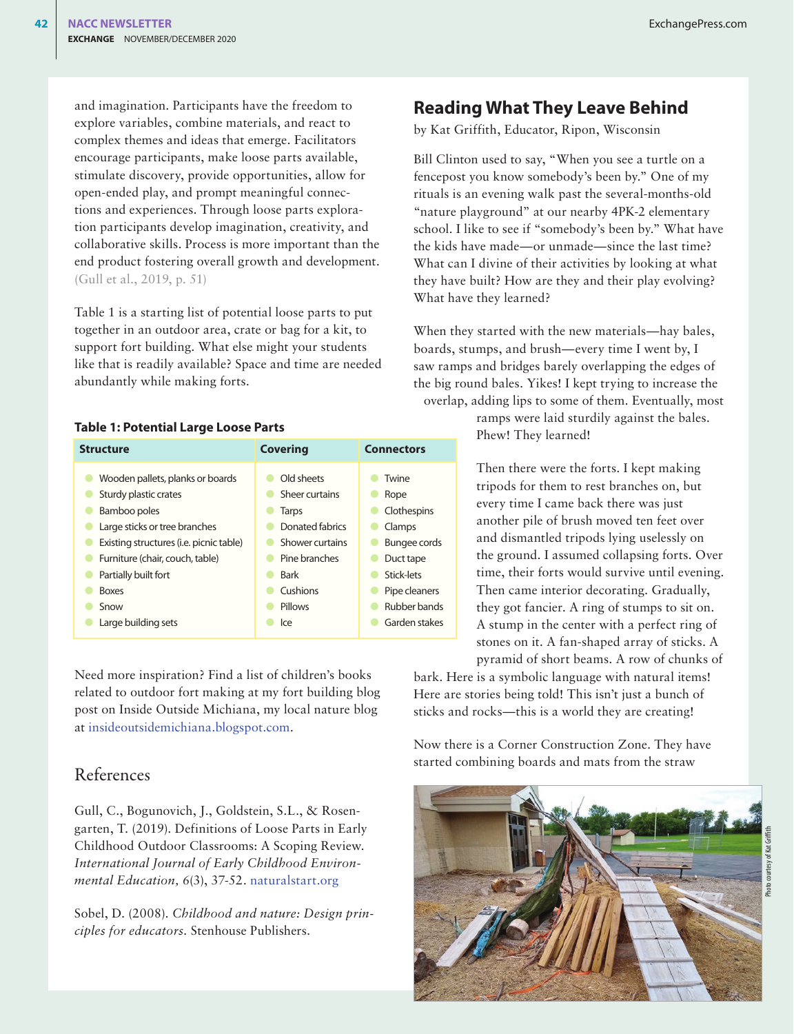and imagination. Participants have the freedom to explore variables, combine materials, and react to complex themes and ideas that emerge. Facilitators encourage participants, make loose parts available, stimulate discovery, provide opportunities, allow for open-ended play, and prompt meaningful connections and experiences. Through loose parts exploration participants develop imagination, creativity, and collaborative skills. Process is more important than the end product fostering overall growth and development. (Gull et al., 2019, p. 51)

Table 1 is a starting list of potential loose parts to put together in an outdoor area, crate or bag for a kit, to support fort building. What else might your students like that is readily available? Space and time are needed abundantly while making forts.

**Table 1: Potential Large Loose Parts**

| Structure | Covering | Connectors |
|---|---|---|
| Wooden pallets, planks or boards | Old sheets | Twine |
| Sturdy plastic crates | Sheer curtains | Rope |
| Bamboo poles | Tarps | Clothespins |
| Large sticks or tree branches | Donated fabrics | Clamps |
| Existing structures (i.e. picnic table) | Shower curtains | Bungee cords |
| Furniture (chair, couch, table) | Pine branches | Duct tape |
| Partially built fort | Bark | Stick-lets |
| Boxes | Cushions | Pipe cleaners |
| Snow | Pillows | Rubber bands |
| Large building sets | Ice | Garden stakes |

Need more inspiration? Find a list of children's books related to outdoor fort making at my fort building blog post on Inside Outside Michiana, my local nature blog at insideoutsidemichiana.blogspot.com.

## References

Gull, C., Bogunovich, J., Goldstein, S.L., & Rosengarten, T. (2019). Definitions of Loose Parts in Early Childhood Outdoor Classrooms: A Scoping Review. *International Journal of Early Childhood Environmental Education, 6*(3), 37-52. naturalstart.org

Sobel, D. (2008). *Childhood and nature: Design principles for educators.* Stenhouse Publishers.

## Reading What They Leave Behind

by Kat Griffith, Educator, Ripon, Wisconsin

Bill Clinton used to say, "When you see a turtle on a fencepost you know somebody's been by." One of my rituals is an evening walk past the several-months-old "nature playground" at our nearby 4PK-2 elementary school. I like to see if "somebody's been by." What have the kids have made—or unmade—since the last time? What can I divine of their activities by looking at what they have built? How are they and their play evolving? What have they learned?

When they started with the new materials—hay bales, boards, stumps, and brush—every time I went by, I saw ramps and bridges barely overlapping the edges of the big round bales. Yikes! I kept trying to increase the overlap, adding lips to some of them. Eventually, most ramps were laid sturdily against the bales. Phew! They learned!

Then there were the forts. I kept making tripods for them to rest branches on, but every time I came back there was just another pile of brush moved ten feet over and dismantled tripods lying uselessly on the ground. I assumed collapsing forts. Over time, their forts would survive until evening. Then came interior decorating. Gradually, they got fancier. A ring of stumps to sit on. A stump in the center with a perfect ring of stones on it. A fan-shaped array of sticks. A pyramid of short beams. A row of chunks of bark. Here is a symbolic language with natural items! Here are stories being told! This isn't just a bunch of sticks and rocks—this is a world they are creating!

Now there is a Corner Construction Zone. They have started combining boards and mats from the straw

Photo courtesy of Kat Griffith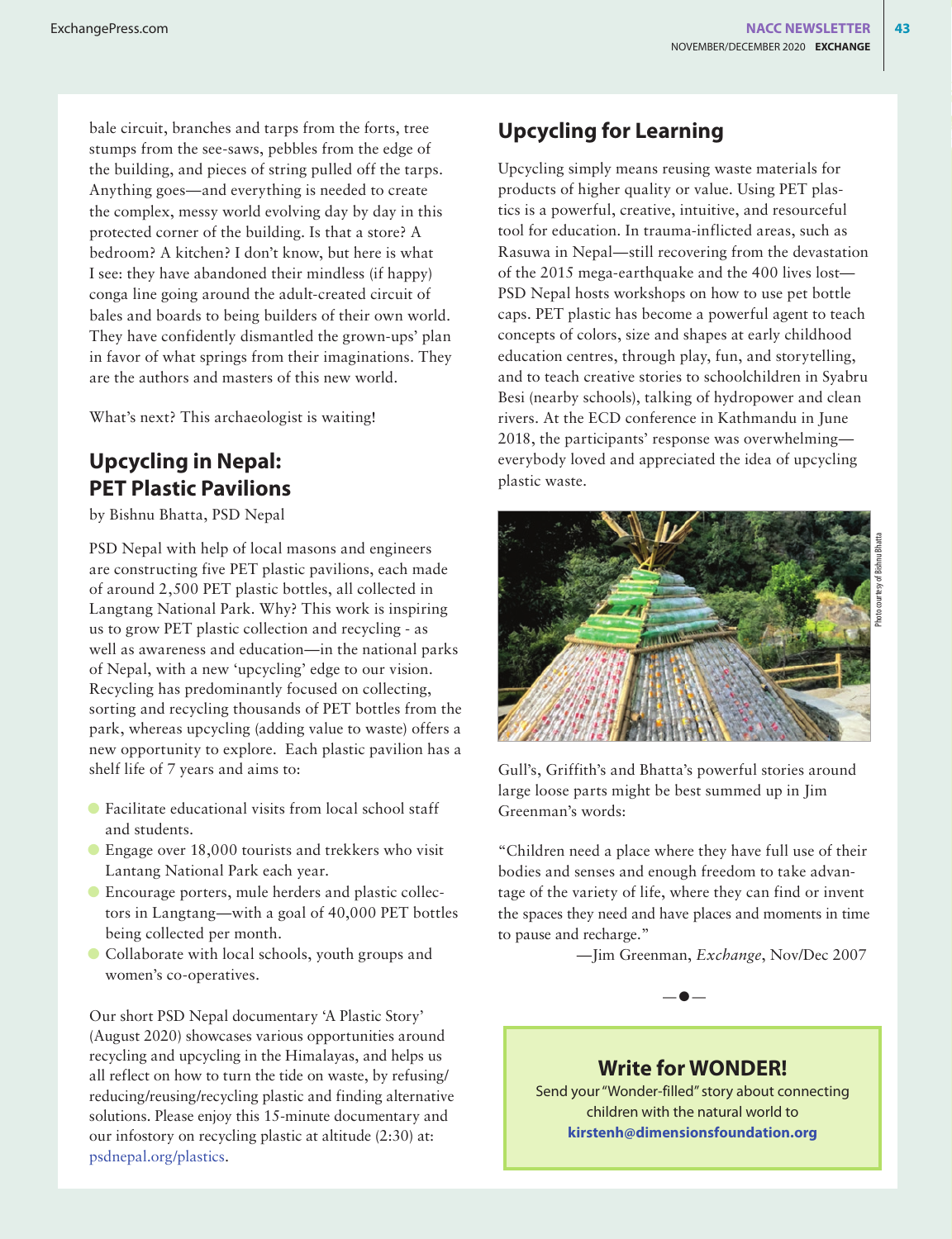bale circuit, branches and tarps from the forts, tree stumps from the see-saws, pebbles from the edge of the building, and pieces of string pulled off the tarps. Anything goes—and everything is needed to create the complex, messy world evolving day by day in this protected corner of the building. Is that a store? A bedroom? A kitchen? I don't know, but here is what I see: they have abandoned their mindless (if happy) conga line going around the adult-created circuit of bales and boards to being builders of their own world. They have confidently dismantled the grown-ups' plan in favor of what springs from their imaginations. They are the authors and masters of this new world.

What's next? This archaeologist is waiting!

## Upcycling in Nepal: PET Plastic Pavilions

by Bishnu Bhatta, PSD Nepal

PSD Nepal with help of local masons and engineers are constructing five PET plastic pavilions, each made of around 2,500 PET plastic bottles, all collected in Langtang National Park. Why? This work is inspiring us to grow PET plastic collection and recycling - as well as awareness and education—in the national parks of Nepal, with a new 'upcycling' edge to our vision. Recycling has predominantly focused on collecting, sorting and recycling thousands of PET bottles from the park, whereas upcycling (adding value to waste) offers a new opportunity to explore. Each plastic pavilion has a shelf life of 7 years and aims to:

- Facilitate educational visits from local school staff and students.
- Engage over 18,000 tourists and trekkers who visit Lantang National Park each year.
- Encourage porters, mule herders and plastic collectors in Langtang—with a goal of 40,000 PET bottles being collected per month.
- Collaborate with local schools, youth groups and women's co-operatives.

Our short PSD Nepal documentary 'A Plastic Story' (August 2020) showcases various opportunities around recycling and upcycling in the Himalayas, and helps us all reflect on how to turn the tide on waste, by refusing/reducing/reusing/recycling plastic and finding alternative solutions. Please enjoy this 15-minute documentary and our infostory on recycling plastic at altitude (2:30) at: psdnepal.org/plastics.

## Upcycling for Learning

Upcycling simply means reusing waste materials for products of higher quality or value. Using PET plastics is a powerful, creative, intuitive, and resourceful tool for education. In trauma-inflicted areas, such as Rasuwa in Nepal—still recovering from the devastation of the 2015 mega-earthquake and the 400 lives lost—PSD Nepal hosts workshops on how to use pet bottle caps. PET plastic has become a powerful agent to teach concepts of colors, size and shapes at early childhood education centres, through play, fun, and storytelling, and to teach creative stories to schoolchildren in Syabru Besi (nearby schools), talking of hydropower and clean rivers. At the ECD conference in Kathmandu in June 2018, the participants' response was overwhelming—everybody loved and appreciated the idea of upcycling plastic waste.

Photo courtesy of Bishnu Bhatta

Gull's, Griffith's and Bhatta's powerful stories around large loose parts might be best summed up in Jim Greenman's words:

"Children need a place where they have full use of their bodies and senses and enough freedom to take advantage of the variety of life, where they can find or invent the spaces they need and have places and moments in time to pause and recharge."

—Jim Greenman, *Exchange*, Nov/Dec 2007

—●—

**Write for WONDER!**

Send your "Wonder-filled" story about connecting children with the natural world to **kirstenh@dimensionsfoundation.org**